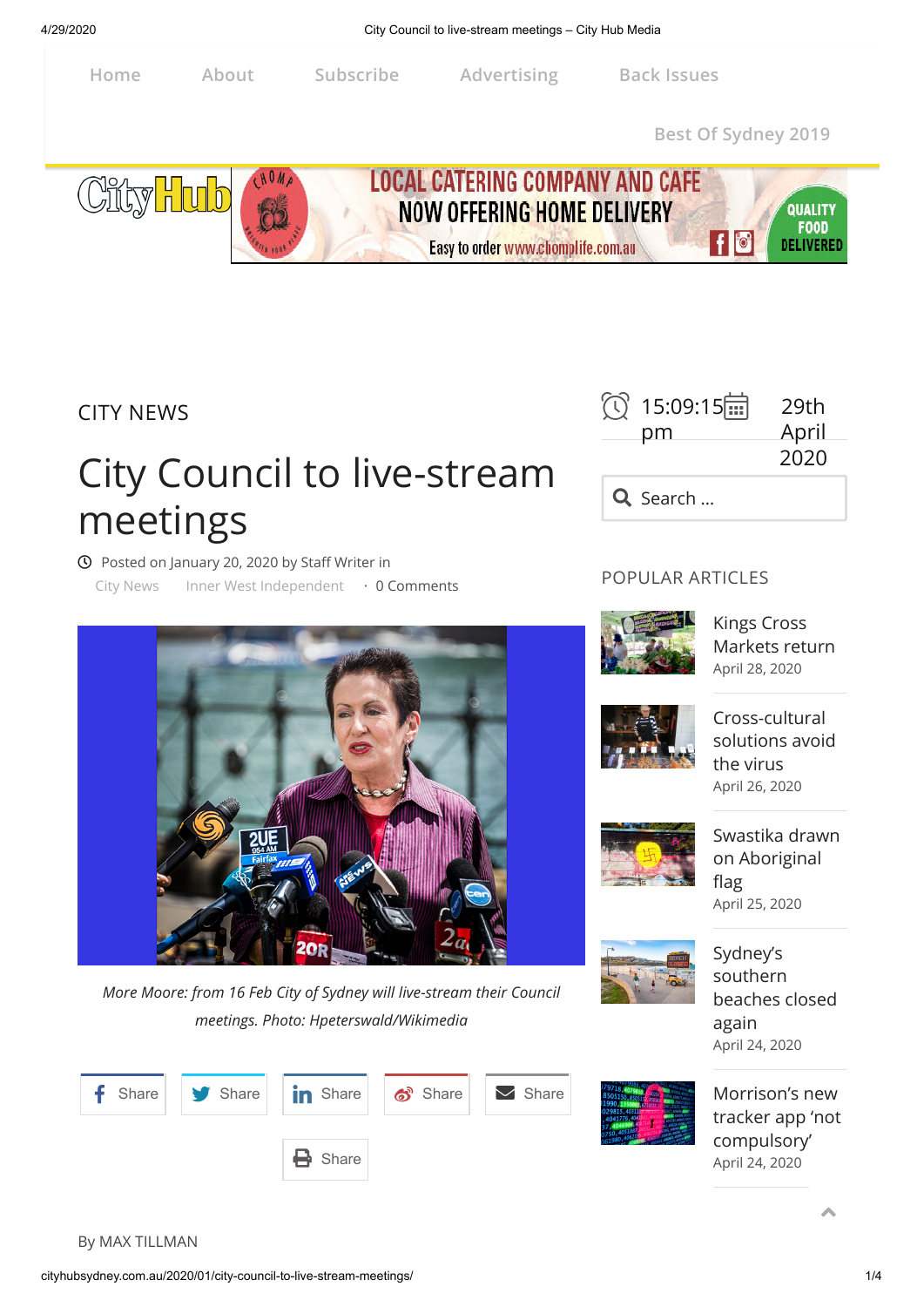Home About Subscribe Advertising Back Issues

Best Of Sydney 2019

LOCAL CATERING COMPANY AND CAFE
NOW OFFERING HOME DELIVERY
Easy to order www.chomplife.com.au
QUALITY FOOD DELIVERED

CITY NEWS

# City Council to live-stream meetings

Posted on January 20, 2020 by Staff Writer in City News Inner West Independent · 0 Comments

*More Moore: from 16 Feb City of Sydney will live-stream their Council meetings. Photo: Hpeterswald/Wikimedia*

Share Share Share Share Share Share

By MAX TILLMAN

15:09:15 pm 29th April 2020

Search ...

## POPULAR ARTICLES

- Kings Cross Markets return
  April 28, 2020
- Cross-cultural solutions avoid the virus
  April 26, 2020
- Swastika drawn on Aboriginal flag
  April 25, 2020
- Sydney's southern beaches closed again
  April 24, 2020
- Morrison's new tracker app 'not compulsory'
  April 24, 2020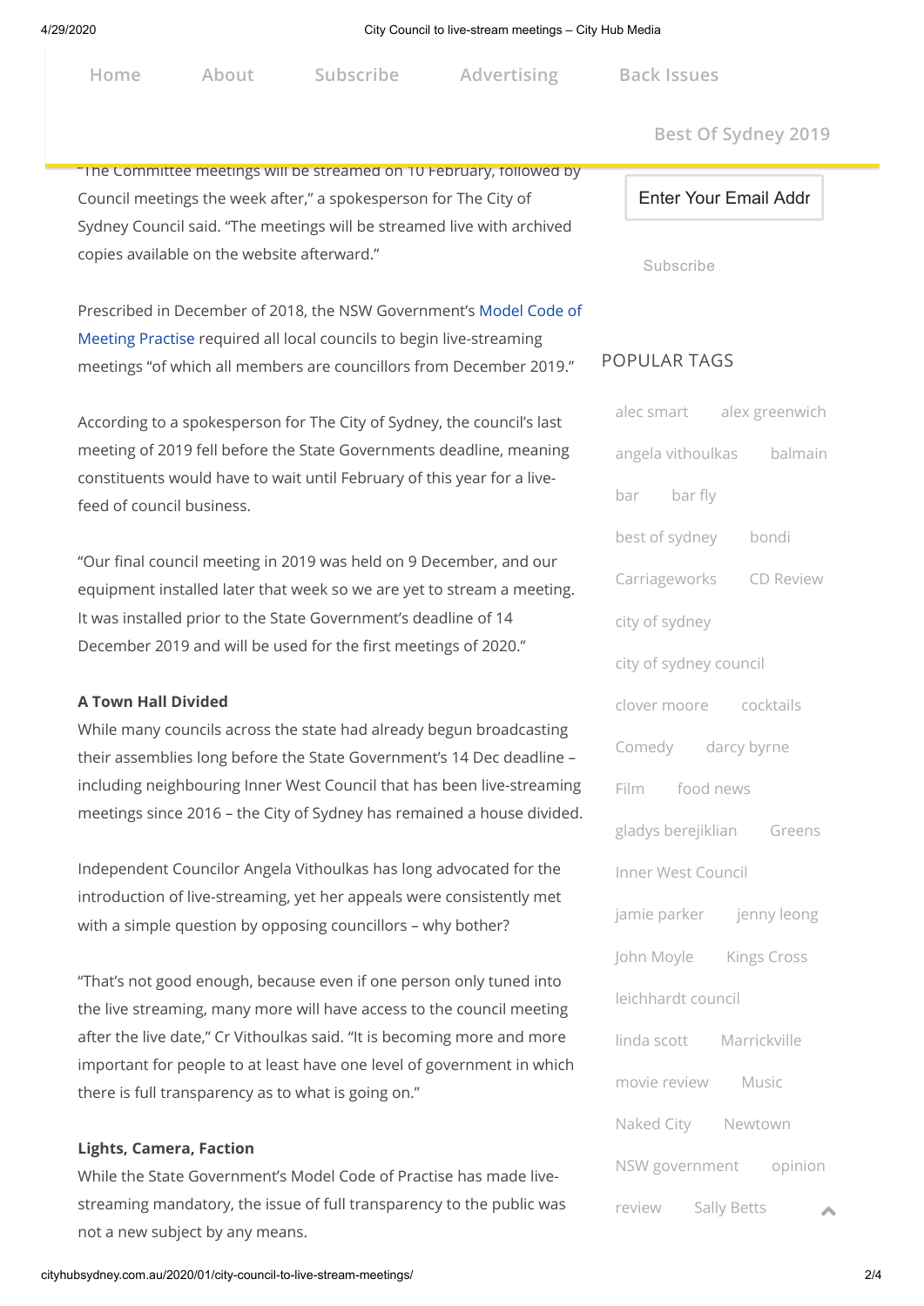"The Committee meetings will be streamed on 10 February, followed by Council meetings the week after," a spokesperson for The City of Sydney Council said. "The meetings will be streamed live with archived copies available on the website afterward."

Prescribed in December of 2018, the NSW Government's Model Code of Meeting Practise required all local councils to begin live-streaming meetings "of which all members are councillors from December 2019."

According to a spokesperson for The City of Sydney, the council's last meeting of 2019 fell before the State Governments deadline, meaning constituents would have to wait until February of this year for a live-feed of council business.

"Our final council meeting in 2019 was held on 9 December, and our equipment installed later that week so we are yet to stream a meeting. It was installed prior to the State Government's deadline of 14 December 2019 and will be used for the first meetings of 2020."

**A Town Hall Divided**

While many councils across the state had already begun broadcasting their assemblies long before the State Government's 14 Dec deadline – including neighbouring Inner West Council that has been live-streaming meetings since 2016 – the City of Sydney has remained a house divided.

Independent Councilor Angela Vithoulkas has long advocated for the introduction of live-streaming, yet her appeals were consistently met with a simple question by opposing councillors – why bother?

"That's not good enough, because even if one person only tuned into the live streaming, many more will have access to the council meeting after the live date," Cr Vithoulkas said. "It is becoming more and more important for people to at least have one level of government in which there is full transparency as to what is going on."

**Lights, Camera, Faction**

While the State Government's Model Code of Practise has made live-streaming mandatory, the issue of full transparency to the public was not a new subject by any means.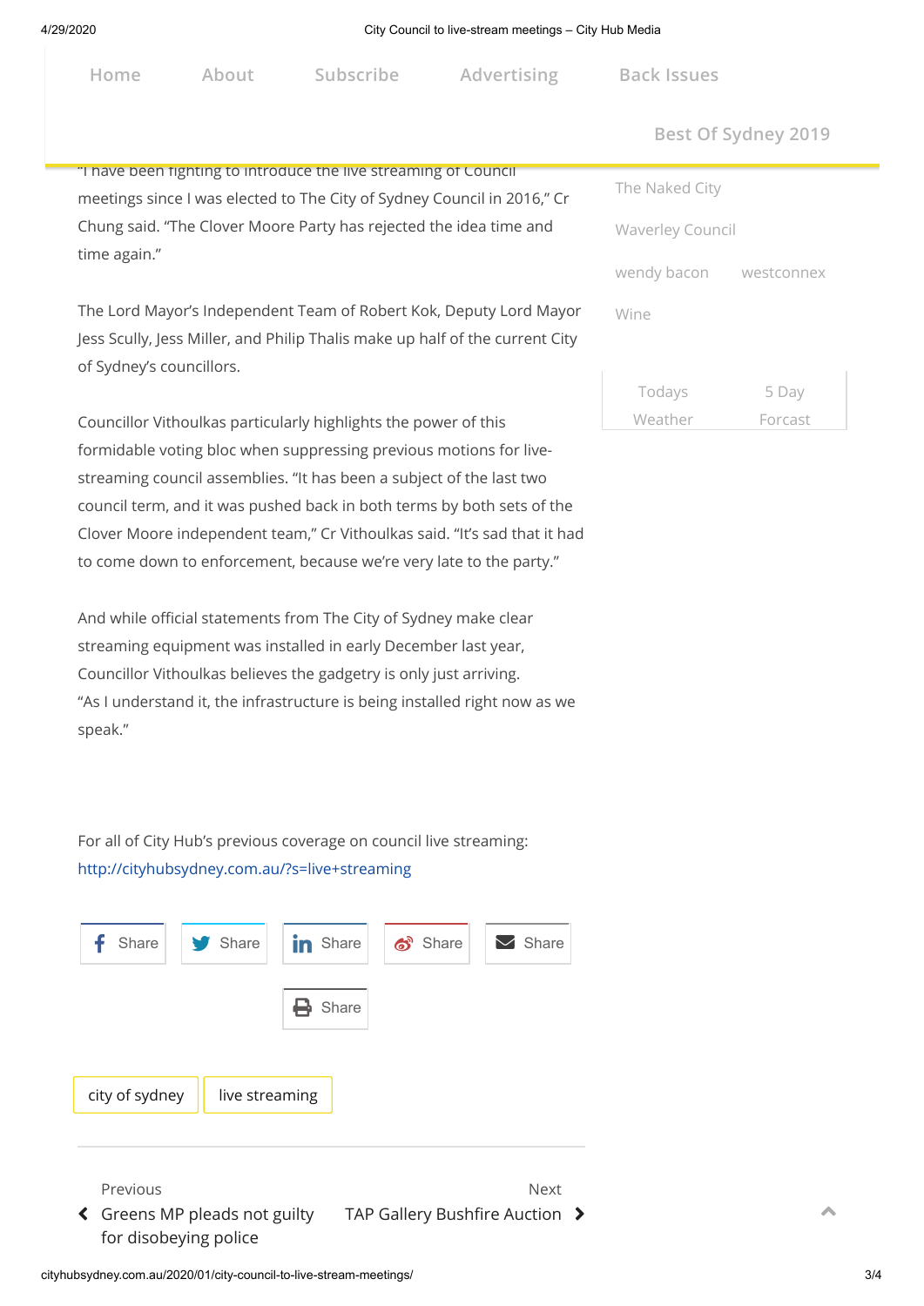"I have been fighting to introduce the live streaming of Council meetings since I was elected to The City of Sydney Council in 2016," Cr Chung said. "The Clover Moore Party has rejected the idea time and time again."

The Lord Mayor's Independent Team of Robert Kok, Deputy Lord Mayor Jess Scully, Jess Miller, and Philip Thalis make up half of the current City of Sydney's councillors.

Councillor Vithoulkas particularly highlights the power of this formidable voting bloc when suppressing previous motions for live-streaming council assemblies. "It has been a subject of the last two council term, and it was pushed back in both terms by both sets of the Clover Moore independent team," Cr Vithoulkas said. "It's sad that it had to come down to enforcement, because we're very late to the party."

And while official statements from The City of Sydney make clear streaming equipment was installed in early December last year, Councillor Vithoulkas believes the gadgetry is only just arriving. "As I understand it, the infrastructure is being installed right now as we speak."

For all of City Hub's previous coverage on council live streaming: http://cityhubsydney.com.au/?s=live+streaming

city of sydney | live streaming

Previous: Greens MP pleads not guilty for disobeying police

Next: TAP Gallery Bushfire Auction